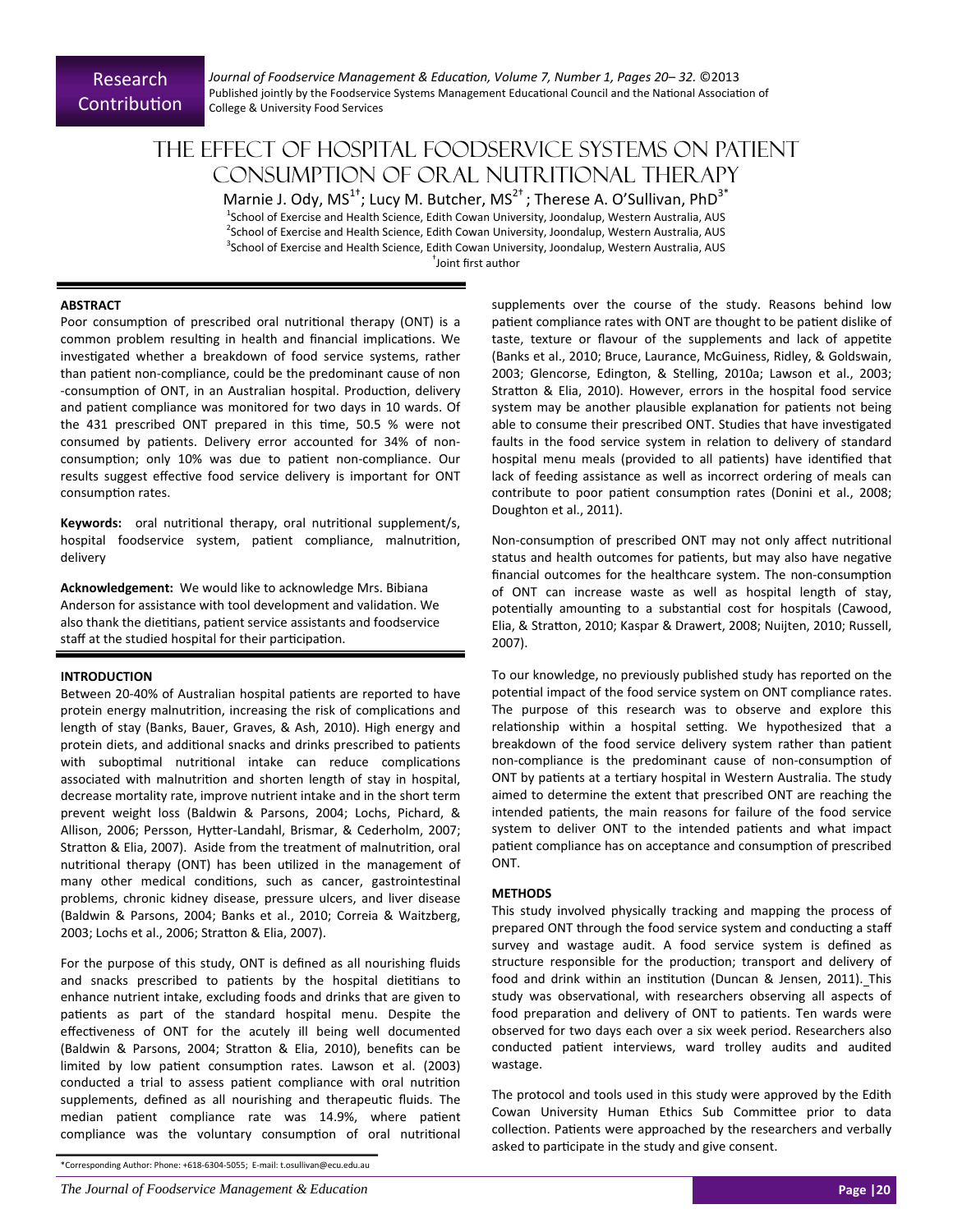Research Contribution

# The Effect of Hospital Foodservice Systems on Patient Consumption of Oral Nutritional Therapy

Marnie J. Ody, MS[1†]; Lucy M. Butcher, MS[2†]; Therese A. O'Sullivan, PhD[3*]

[1]School of Exercise and Health Science, Edith Cowan University, Joondalup, Western Australia, AUS
[2]School of Exercise and Health Science, Edith Cowan University, Joondalup, Western Australia, AUS
[3]School of Exercise and Health Science, Edith Cowan University, Joondalup, Western Australia, AUS
[†]Joint first author

## ABSTRACT

Poor consumption of prescribed oral nutritional therapy (ONT) is a common problem resulting in health and financial implications. We investigated whether a breakdown of food service systems, rather than patient non-compliance, could be the predominant cause of non-consumption of ONT, in an Australian hospital. Production, delivery and patient compliance was monitored for two days in 10 wards. Of the 431 prescribed ONT prepared in this time, 50.5 % were not consumed by patients. Delivery error accounted for 34% of non-consumption; only 10% was due to patient non-compliance. Our results suggest effective food service delivery is important for ONT consumption rates.

**Keywords:** oral nutritional therapy, oral nutritional supplement/s, hospital foodservice system, patient compliance, malnutrition, delivery

**Acknowledgement:** We would like to acknowledge Mrs. Bibiana Anderson for assistance with tool development and validation. We also thank the dietitians, patient service assistants and foodservice staff at the studied hospital for their participation.

## INTRODUCTION

Between 20-40% of Australian hospital patients are reported to have protein energy malnutrition, increasing the risk of complications and length of stay (Banks, Bauer, Graves, & Ash, 2010). High energy and protein diets, and additional snacks and drinks prescribed to patients with suboptimal nutritional intake can reduce complications associated with malnutrition and shorten length of stay in hospital, decrease mortality rate, improve nutrient intake and in the short term prevent weight loss (Baldwin & Parsons, 2004; Lochs, Pichard, & Allison, 2006; Persson, Hytter-Landahl, Brismar, & Cederholm, 2007; Stratton & Elia, 2007). Aside from the treatment of malnutrition, oral nutritional therapy (ONT) has been utilized in the management of many other medical conditions, such as cancer, gastrointestinal problems, chronic kidney disease, pressure ulcers, and liver disease (Baldwin & Parsons, 2004; Banks et al., 2010; Correia & Waitzberg, 2003; Lochs et al., 2006; Stratton & Elia, 2007).

For the purpose of this study, ONT is defined as all nourishing fluids and snacks prescribed to patients by the hospital dietitians to enhance nutrient intake, excluding foods and drinks that are given to patients as part of the standard hospital menu. Despite the effectiveness of ONT for the acutely ill being well documented (Baldwin & Parsons, 2004; Stratton & Elia, 2010), benefits can be limited by low patient consumption rates. Lawson et al. (2003) conducted a trial to assess patient compliance with oral nutrition supplements, defined as all nourishing and therapeutic fluids. The median patient compliance rate was 14.9%, where patient compliance was the voluntary consumption of oral nutritional supplements over the course of the study. Reasons behind low patient compliance rates with ONT are thought to be patient dislike of taste, texture or flavour of the supplements and lack of appetite (Banks et al., 2010; Bruce, Laurance, McGuiness, Ridley, & Goldswain, 2003; Glencorse, Edington, & Stelling, 2010a; Lawson et al., 2003; Stratton & Elia, 2010). However, errors in the hospital food service system may be another plausible explanation for patients not being able to consume their prescribed ONT. Studies that have investigated faults in the food service system in relation to delivery of standard hospital menu meals (provided to all patients) have identified that lack of feeding assistance as well as incorrect ordering of meals can contribute to poor patient consumption rates (Donini et al., 2008; Doughton et al., 2011).

Non-consumption of prescribed ONT may not only affect nutritional status and health outcomes for patients, but may also have negative financial outcomes for the healthcare system. The non-consumption of ONT can increase waste as well as hospital length of stay, potentially amounting to a substantial cost for hospitals (Cawood, Elia, & Stratton, 2010; Kaspar & Drawert, 2008; Nuijten, 2010; Russell, 2007).

To our knowledge, no previously published study has reported on the potential impact of the food service system on ONT compliance rates. The purpose of this research was to observe and explore this relationship within a hospital setting. We hypothesized that a breakdown of the food service delivery system rather than patient non-compliance is the predominant cause of non-consumption of ONT by patients at a tertiary hospital in Western Australia. The study aimed to determine the extent that prescribed ONT are reaching the intended patients, the main reasons for failure of the food service system to deliver ONT to the intended patients and what impact patient compliance has on acceptance and consumption of prescribed ONT.

## METHODS

This study involved physically tracking and mapping the process of prepared ONT through the food service system and conducting a staff survey and wastage audit. A food service system is defined as structure responsible for the production; transport and delivery of food and drink within an institution (Duncan & Jensen, 2011). This study was observational, with researchers observing all aspects of food preparation and delivery of ONT to patients. Ten wards were observed for two days each over a six week period. Researchers also conducted patient interviews, ward trolley audits and audited wastage.

The protocol and tools used in this study were approved by the Edith Cowan University Human Ethics Sub Committee prior to data collection. Patients were approached by the researchers and verbally asked to participate in the study and give consent.

*Corresponding Author: Phone: +618-6304-5055; E-mail: t.osullivan@ecu.edu.au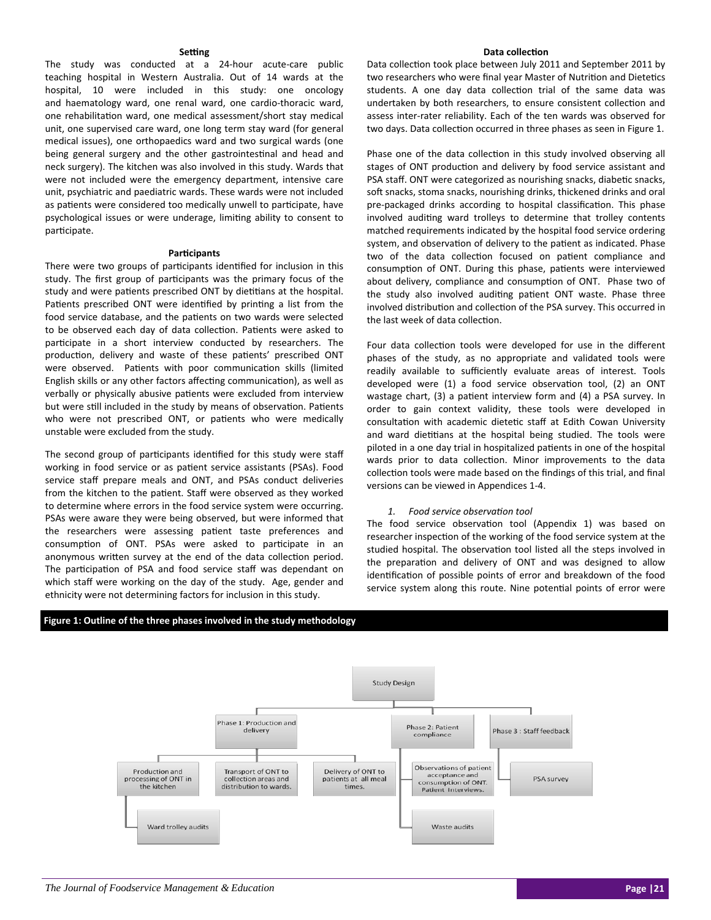### Setting

The study was conducted at a 24-hour acute-care public teaching hospital in Western Australia. Out of 14 wards at the hospital, 10 were included in this study: one oncology and haematology ward, one renal ward, one cardio-thoracic ward, one rehabilitation ward, one medical assessment/short stay medical unit, one supervised care ward, one long term stay ward (for general medical issues), one orthopaedics ward and two surgical wards (one being general surgery and the other gastrointestinal and head and neck surgery). The kitchen was also involved in this study. Wards that were not included were the emergency department, intensive care unit, psychiatric and paediatric wards. These wards were not included as patients were considered too medically unwell to participate, have psychological issues or were underage, limiting ability to consent to participate.

### Participants

There were two groups of participants identified for inclusion in this study. The first group of participants was the primary focus of the study and were patients prescribed ONT by dietitians at the hospital. Patients prescribed ONT were identified by printing a list from the food service database, and the patients on two wards were selected to be observed each day of data collection. Patients were asked to participate in a short interview conducted by researchers. The production, delivery and waste of these patients' prescribed ONT were observed. Patients with poor communication skills (limited English skills or any other factors affecting communication), as well as verbally or physically abusive patients were excluded from interview but were still included in the study by means of observation. Patients who were not prescribed ONT, or patients who were medically unstable were excluded from the study.

The second group of participants identified for this study were staff working in food service or as patient service assistants (PSAs). Food service staff prepare meals and ONT, and PSAs conduct deliveries from the kitchen to the patient. Staff were observed as they worked to determine where errors in the food service system were occurring. PSAs were aware they were being observed, but were informed that the researchers were assessing patient taste preferences and consumption of ONT. PSAs were asked to participate in an anonymous written survey at the end of the data collection period. The participation of PSA and food service staff was dependant on which staff were working on the day of the study. Age, gender and ethnicity were not determining factors for inclusion in this study.

### Data collection

Data collection took place between July 2011 and September 2011 by two researchers who were final year Master of Nutrition and Dietetics students. A one day data collection trial of the same data was undertaken by both researchers, to ensure consistent collection and assess inter-rater reliability. Each of the ten wards was observed for two days. Data collection occurred in three phases as seen in Figure 1.

Phase one of the data collection in this study involved observing all stages of ONT production and delivery by food service assistant and PSA staff. ONT were categorized as nourishing snacks, diabetic snacks, soft snacks, stoma snacks, nourishing drinks, thickened drinks and oral pre-packaged drinks according to hospital classification. This phase involved auditing ward trolleys to determine that trolley contents matched requirements indicated by the hospital food service ordering system, and observation of delivery to the patient as indicated. Phase two of the data collection focused on patient compliance and consumption of ONT. During this phase, patients were interviewed about delivery, compliance and consumption of ONT. Phase two of the study also involved auditing patient ONT waste. Phase three involved distribution and collection of the PSA survey. This occurred in the last week of data collection.

Four data collection tools were developed for use in the different phases of the study, as no appropriate and validated tools were readily available to sufficiently evaluate areas of interest. Tools developed were (1) a food service observation tool, (2) an ONT wastage chart, (3) a patient interview form and (4) a PSA survey. In order to gain context validity, these tools were developed in consultation with academic dietetic staff at Edith Cowan University and ward dietitians at the hospital being studied. The tools were piloted in a one day trial in hospitalized patients in one of the hospital wards prior to data collection. Minor improvements to the data collection tools were made based on the findings of this trial, and final versions can be viewed in Appendices 1-4.

1. *Food service observation tool*

The food service observation tool (Appendix 1) was based on researcher inspection of the working of the food service system at the studied hospital. The observation tool listed all the steps involved in the preparation and delivery of ONT and was designed to allow identification of possible points of error and breakdown of the food service system along this route. Nine potential points of error were

**Figure 1: Outline of the three phases involved in the study methodology**

- Study Design
  - Phase 1: Production and delivery
    - Production and processing of ONT in the kitchen
      - Ward trolley audits
    - Transport of ONT to collection areas and distribution to wards.
    - Delivery of ONT to patients at all meal times.
  - Phase 2: Patient compliance
    - Observations of patient acceptance and consumption of ONT. Patient Interviews.
    - Waste audits
  - Phase 3 : Staff feedback
    - PSA survey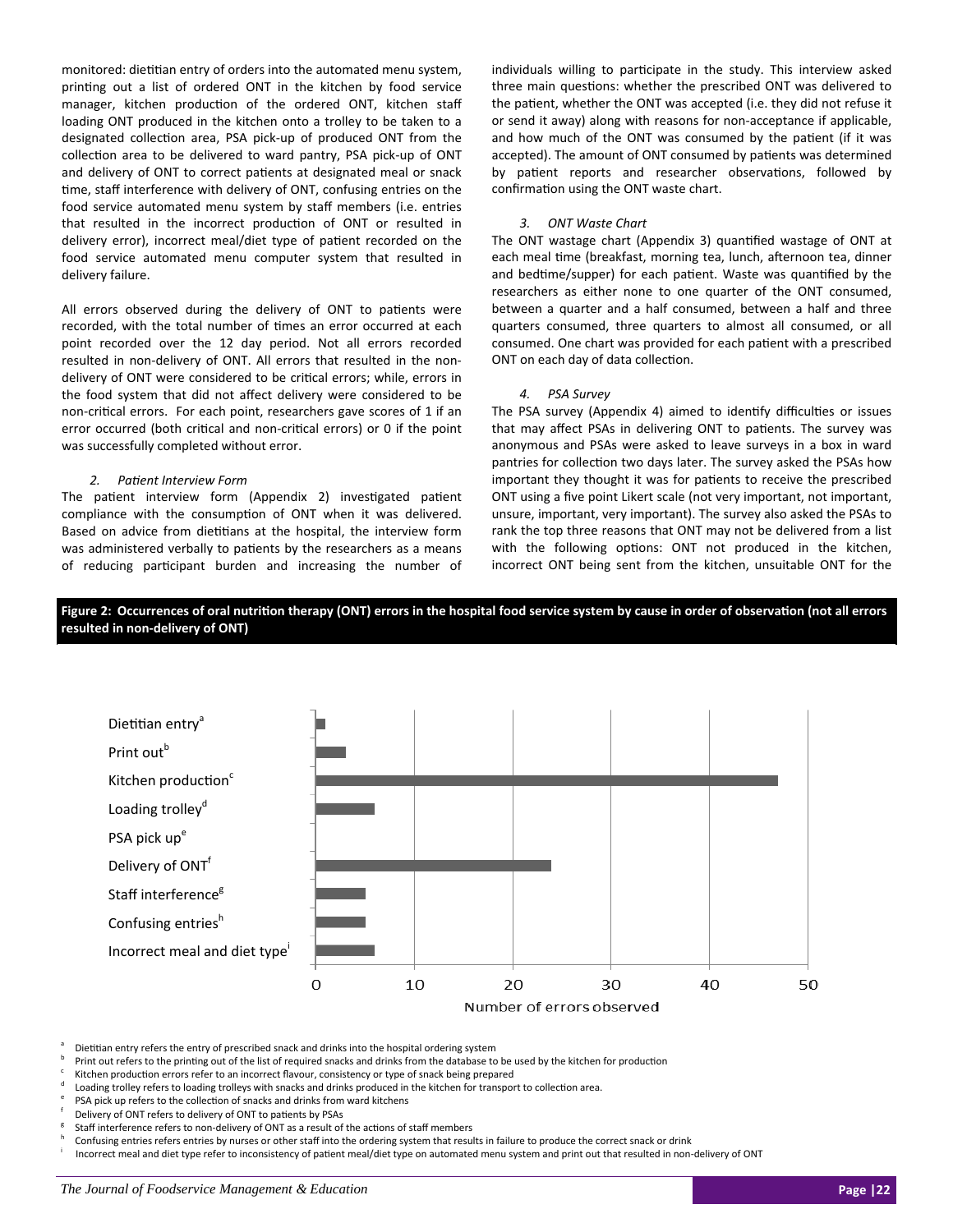monitored: dietitian entry of orders into the automated menu system, printing out a list of ordered ONT in the kitchen by food service manager, kitchen production of the ordered ONT, kitchen staff loading ONT produced in the kitchen onto a trolley to be taken to a designated collection area, PSA pick-up of produced ONT from the collection area to be delivered to ward pantry, PSA pick-up of ONT and delivery of ONT to correct patients at designated meal or snack time, staff interference with delivery of ONT, confusing entries on the food service automated menu system by staff members (i.e. entries that resulted in the incorrect production of ONT or resulted in delivery error), incorrect meal/diet type of patient recorded on the food service automated menu computer system that resulted in delivery failure.

All errors observed during the delivery of ONT to patients were recorded, with the total number of times an error occurred at each point recorded over the 12 day period. Not all errors recorded resulted in non-delivery of ONT. All errors that resulted in the non-delivery of ONT were considered to be critical errors; while, errors in the food system that did not affect delivery were considered to be non-critical errors. For each point, researchers gave scores of 1 if an error occurred (both critical and non-critical errors) or 0 if the point was successfully completed without error.

*2. Patient Interview Form*

The patient interview form (Appendix 2) investigated patient compliance with the consumption of ONT when it was delivered. Based on advice from dietitians at the hospital, the interview form was administered verbally to patients by the researchers as a means of reducing participant burden and increasing the number of individuals willing to participate in the study. This interview asked three main questions: whether the prescribed ONT was delivered to the patient, whether the ONT was accepted (i.e. they did not refuse it or send it away) along with reasons for non-acceptance if applicable, and how much of the ONT was consumed by the patient (if it was accepted). The amount of ONT consumed by patients was determined by patient reports and researcher observations, followed by confirmation using the ONT waste chart.

*3. ONT Waste Chart*

The ONT wastage chart (Appendix 3) quantified wastage of ONT at each meal time (breakfast, morning tea, lunch, afternoon tea, dinner and bedtime/supper) for each patient. Waste was quantified by the researchers as either none to one quarter of the ONT consumed, between a quarter and a half consumed, between a half and three quarters consumed, three quarters to almost all consumed, or all consumed. One chart was provided for each patient with a prescribed ONT on each day of data collection.

*4. PSA Survey*

The PSA survey (Appendix 4) aimed to identify difficulties or issues that may affect PSAs in delivering ONT to patients. The survey was anonymous and PSAs were asked to leave surveys in a box in ward pantries for collection two days later. The survey asked the PSAs how important they thought it was for patients to receive the prescribed ONT using a five point Likert scale (not very important, not important, unsure, important, very important). The survey also asked the PSAs to rank the top three reasons that ONT may not be delivered from a list with the following options: ONT not produced in the kitchen, incorrect ONT being sent from the kitchen, unsuitable ONT for the

**Figure 2: Occurrences of oral nutrition therapy (ONT) errors in the hospital food service system by cause in order of observation (not all errors resulted in non-delivery of ONT)**

| Cause | Number of errors observed |
|---|---|
| Dietitian entry[a] | 1 |
| Print out[b] | 3 |
| Kitchen production[c] | 47 |
| Loading trolley[d] | 6 |
| PSA pick up[e] | 0 |
| Delivery of ONT[f] | 24 |
| Staff interference[g] | 5 |
| Confusing entries[h] | 5 |
| Incorrect meal and diet type[i] | 6 |

[a] Dietitian entry refers the entry of prescribed snack and drinks into the hospital ordering system
[b] Print out refers to the printing out of the list of required snacks and drinks from the database to be used by the kitchen for production
[c] Kitchen production errors refer to an incorrect flavour, consistency or type of snack being prepared
[d] Loading trolley refers to loading trolleys with snacks and drinks produced in the kitchen for transport to collection area.
[e] PSA pick up refers to the collection of snacks and drinks from ward kitchens
[f] Delivery of ONT refers to delivery of ONT to patients by PSAs
[g] Staff interference refers to non-delivery of ONT as a result of the actions of staff members
[h] Confusing entries refers entries by nurses or other staff into the ordering system that results in failure to produce the correct snack or drink
[i] Incorrect meal and diet type refer to inconsistency of patient meal/diet type on automated menu system and print out that resulted in non-delivery of ONT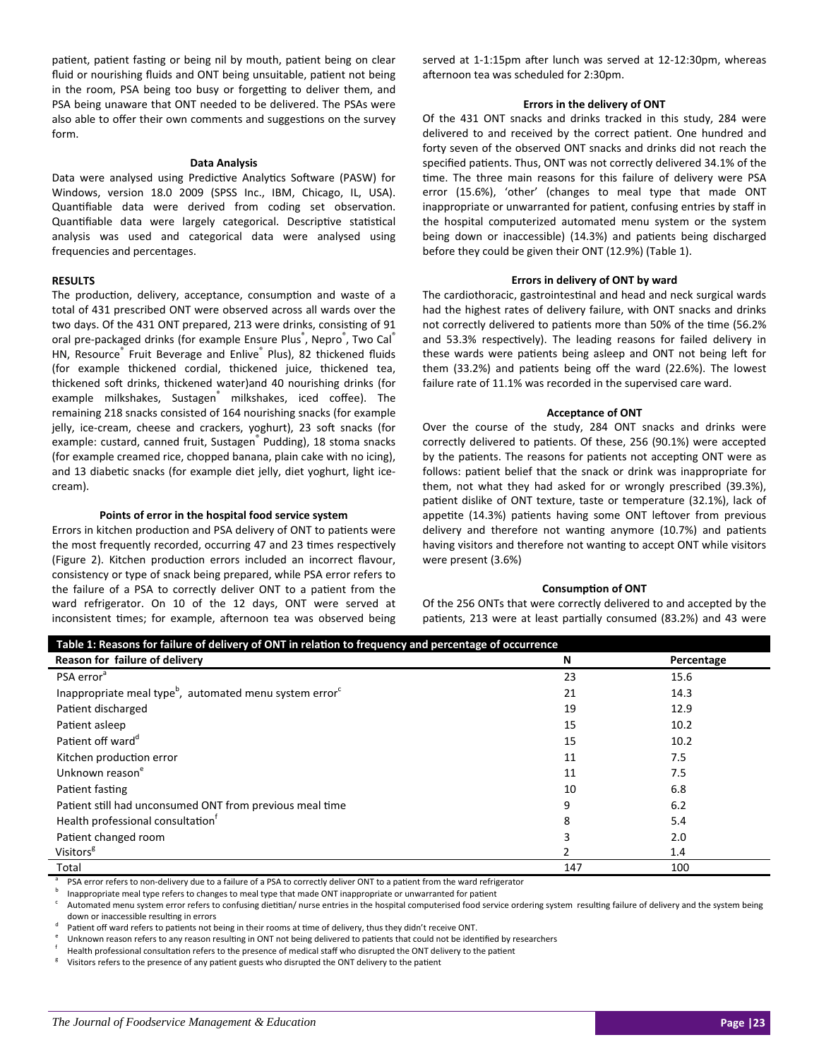patient, patient fasting or being nil by mouth, patient being on clear fluid or nourishing fluids and ONT being unsuitable, patient not being in the room, PSA being too busy or forgetting to deliver them, and PSA being unaware that ONT needed to be delivered. The PSAs were also able to offer their own comments and suggestions on the survey form.

#### Data Analysis

Data were analysed using Predictive Analytics Software (PASW) for Windows, version 18.0 2009 (SPSS Inc., IBM, Chicago, IL, USA). Quantifiable data were derived from coding set observation. Quantifiable data were largely categorical. Descriptive statistical analysis was used and categorical data were analysed using frequencies and percentages.

### RESULTS

The production, delivery, acceptance, consumption and waste of a total of 431 prescribed ONT were observed across all wards over the two days. Of the 431 ONT prepared, 213 were drinks, consisting of 91 oral pre-packaged drinks (for example Ensure Plus®, Nepro®, Two Cal® HN, Resource® Fruit Beverage and Enlive® Plus), 82 thickened fluids (for example thickened cordial, thickened juice, thickened tea, thickened soft drinks, thickened water)and 40 nourishing drinks (for example milkshakes, Sustagen® milkshakes, iced coffee). The remaining 218 snacks consisted of 164 nourishing snacks (for example jelly, ice-cream, cheese and crackers, yoghurt), 23 soft snacks (for example: custard, canned fruit, Sustagen® Pudding), 18 stoma snacks (for example creamed rice, chopped banana, plain cake with no icing), and 13 diabetic snacks (for example diet jelly, diet yoghurt, light ice-cream).

#### Points of error in the hospital food service system

Errors in kitchen production and PSA delivery of ONT to patients were the most frequently recorded, occurring 47 and 23 times respectively (Figure 2). Kitchen production errors included an incorrect flavour, consistency or type of snack being prepared, while PSA error refers to the failure of a PSA to correctly deliver ONT to a patient from the ward refrigerator. On 10 of the 12 days, ONT were served at inconsistent times; for example, afternoon tea was observed being served at 1-1:15pm after lunch was served at 12-12:30pm, whereas afternoon tea was scheduled for 2:30pm.

#### Errors in the delivery of ONT

Of the 431 ONT snacks and drinks tracked in this study, 284 were delivered to and received by the correct patient. One hundred and forty seven of the observed ONT snacks and drinks did not reach the specified patients. Thus, ONT was not correctly delivered 34.1% of the time. The three main reasons for this failure of delivery were PSA error (15.6%), 'other' (changes to meal type that made ONT inappropriate or unwarranted for patient, confusing entries by staff in the hospital computerized automated menu system or the system being down or inaccessible) (14.3%) and patients being discharged before they could be given their ONT (12.9%) (Table 1).

#### Errors in delivery of ONT by ward

The cardiothoracic, gastrointestinal and head and neck surgical wards had the highest rates of delivery failure, with ONT snacks and drinks not correctly delivered to patients more than 50% of the time (56.2% and 53.3% respectively). The leading reasons for failed delivery in these wards were patients being asleep and ONT not being left for them (33.2%) and patients being off the ward (22.6%). The lowest failure rate of 11.1% was recorded in the supervised care ward.

#### Acceptance of ONT

Over the course of the study, 284 ONT snacks and drinks were correctly delivered to patients. Of these, 256 (90.1%) were accepted by the patients. The reasons for patients not accepting ONT were as follows: patient belief that the snack or drink was inappropriate for them, not what they had asked for or wrongly prescribed (39.3%), patient dislike of ONT texture, taste or temperature (32.1%), lack of appetite (14.3%) patients having some ONT leftover from previous delivery and therefore not wanting anymore (10.7%) and patients having visitors and therefore not wanting to accept ONT while visitors were present (3.6%)

#### Consumption of ONT

Of the 256 ONTs that were correctly delivered to and accepted by the patients, 213 were at least partially consumed (83.2%) and 43 were

**Table 1: Reasons for failure of delivery of ONT in relation to frequency and percentage of occurrence**

| Reason for failure of delivery | N | Percentage |
|---|---|---|
| PSA error[a] | 23 | 15.6 |
| Inappropriate meal type[b], automated menu system error[c] | 21 | 14.3 |
| Patient discharged | 19 | 12.9 |
| Patient asleep | 15 | 10.2 |
| Patient off ward[d] | 15 | 10.2 |
| Kitchen production error | 11 | 7.5 |
| Unknown reason[e] | 11 | 7.5 |
| Patient fasting | 10 | 6.8 |
| Patient still had unconsumed ONT from previous meal time | 9 | 6.2 |
| Health professional consultation[f] | 8 | 5.4 |
| Patient changed room | 3 | 2.0 |
| Visitors[g] | 2 | 1.4 |
| Total | 147 | 100 |

[a] PSA error refers to non-delivery due to a failure of a PSA to correctly deliver ONT to a patient from the ward refrigerator
[b] Inappropriate meal type refers to changes to meal type that made ONT inappropriate or unwarranted for patient
[c] Automated menu system error refers to confusing dietitian/ nurse entries in the hospital computerised food service ordering system resulting failure of delivery and the system being down or inaccessible resulting in errors
[d] Patient off ward refers to patients not being in their rooms at time of delivery, thus they didn't receive ONT.
[e] Unknown reason refers to any reason resulting in ONT not being delivered to patients that could not be identified by researchers
[f] Health professional consultation refers to the presence of medical staff who disrupted the ONT delivery to the patient
[g] Visitors refers to the presence of any patient guests who disrupted the ONT delivery to the patient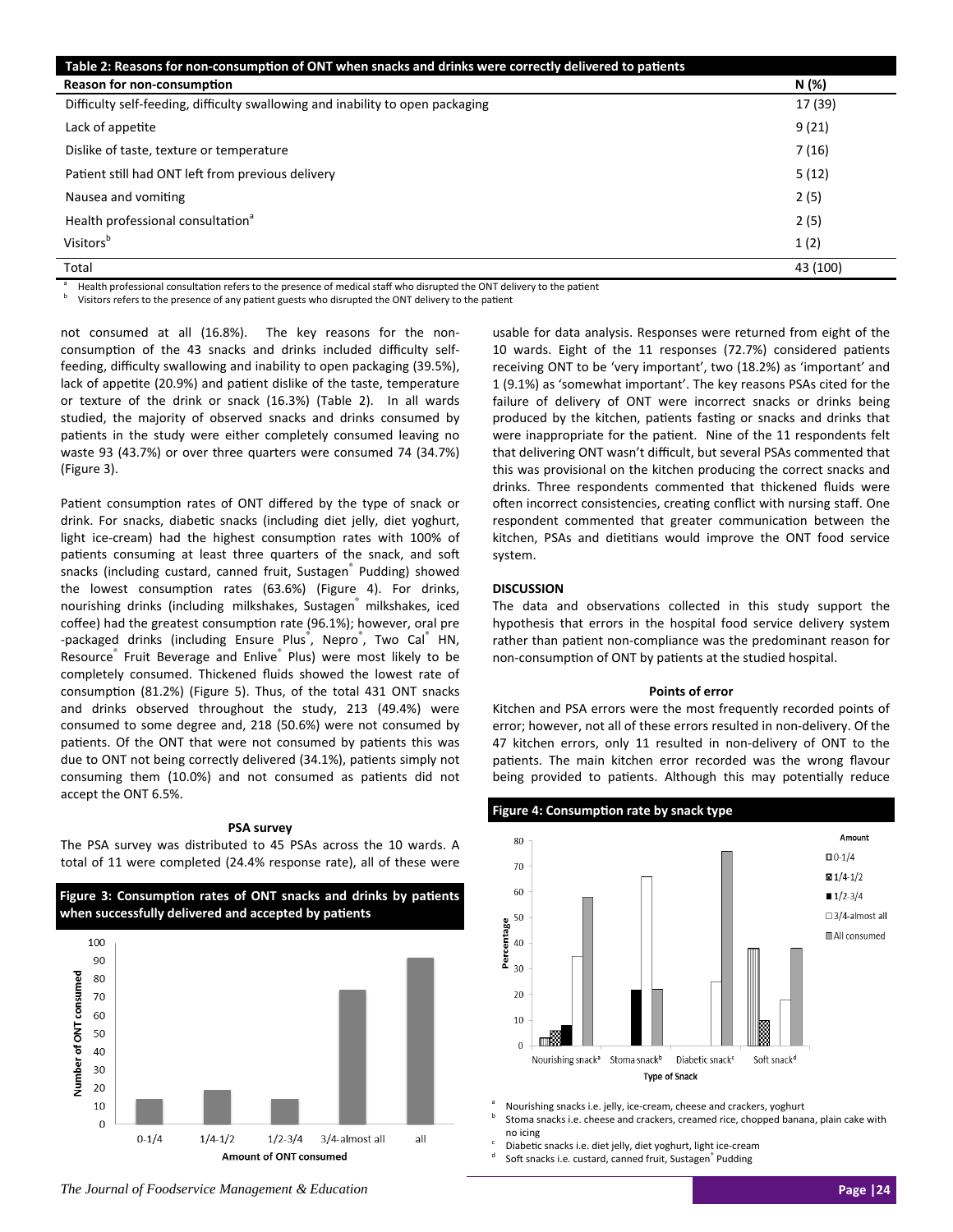**Table 2: Reasons for non-consumption of ONT when snacks and drinks were correctly delivered to patients**

| Reason for non-consumption | N (%) |
|---|---|
| Difficulty self-feeding, difficulty swallowing and inability to open packaging | 17 (39) |
| Lack of appetite | 9 (21) |
| Dislike of taste, texture or temperature | 7 (16) |
| Patient still had ONT left from previous delivery | 5 (12) |
| Nausea and vomiting | 2 (5) |
| Health professional consultation[a] | 2 (5) |
| Visitors[b] | 1 (2) |
| Total | 43 (100) |

[a] Health professional consultation refers to the presence of medical staff who disrupted the ONT delivery to the patient
[b] Visitors refers to the presence of any patient guests who disrupted the ONT delivery to the patient

not consumed at all (16.8%). The key reasons for the non-consumption of the 43 snacks and drinks included difficulty self-feeding, difficulty swallowing and inability to open packaging (39.5%), lack of appetite (20.9%) and patient dislike of the taste, temperature or texture of the drink or snack (16.3%) (Table 2). In all wards studied, the majority of observed snacks and drinks consumed by patients in the study were either completely consumed leaving no waste 93 (43.7%) or over three quarters were consumed 74 (34.7%) (Figure 3).

Patient consumption rates of ONT differed by the type of snack or drink. For snacks, diabetic snacks (including diet jelly, diet yoghurt, light ice-cream) had the highest consumption rates with 100% of patients consuming at least three quarters of the snack, and soft snacks (including custard, canned fruit, Sustagen® Pudding) showed the lowest consumption rates (63.6%) (Figure 4). For drinks, nourishing drinks (including milkshakes, Sustagen® milkshakes, iced coffee) had the greatest consumption rate (96.1%); however, oral pre-packaged drinks (including Ensure Plus®, Nepro®, Two Cal® HN, Resource® Fruit Beverage and Enlive® Plus) were most likely to be completely consumed. Thickened fluids showed the lowest rate of consumption (81.2%) (Figure 5). Thus, of the total 431 ONT snacks and drinks observed throughout the study, 213 (49.4%) were consumed to some degree and, 218 (50.6%) were not consumed by patients. Of the ONT that were not consumed by patients this was due to ONT not being correctly delivered (34.1%), patients simply not consuming them (10.0%) and not consumed as patients did not accept the ONT 6.5%.

**PSA survey**

The PSA survey was distributed to 45 PSAs across the 10 wards. A total of 11 were completed (24.4% response rate), all of these were usable for data analysis. Responses were returned from eight of the 10 wards. Eight of the 11 responses (72.7%) considered patients receiving ONT to be 'very important', two (18.2%) as 'important' and 1 (9.1%) as 'somewhat important'. The key reasons PSAs cited for the failure of delivery of ONT were incorrect snacks or drinks being produced by the kitchen, patients fasting or snacks and drinks that were inappropriate for the patient. Nine of the 11 respondents felt that delivering ONT wasn't difficult, but several PSAs commented that this was provisional on the kitchen producing the correct snacks and drinks. Three respondents commented that thickened fluids were often incorrect consistencies, creating conflict with nursing staff. One respondent commented that greater communication between the kitchen, PSAs and dietitians would improve the ONT food service system.

**Figure 3: Consumption rates of ONT snacks and drinks by patients when successfully delivered and accepted by patients**

## DISCUSSION

The data and observations collected in this study support the hypothesis that errors in the hospital food service delivery system rather than patient non-compliance was the predominant reason for non-consumption of ONT by patients at the studied hospital.

**Points of error**

Kitchen and PSA errors were the most frequently recorded points of error; however, not all of these errors resulted in non-delivery. Of the 47 kitchen errors, only 11 resulted in non-delivery of ONT to the patients. The main kitchen error recorded was the wrong flavour being provided to patients. Although this may potentially reduce

**Figure 4: Consumption rate by snack type**

[a] Nourishing snacks i.e. jelly, ice-cream, cheese and crackers, yoghurt
[b] Stoma snacks i.e. cheese and crackers, creamed rice, chopped banana, plain cake with no icing
[c] Diabetic snacks i.e. diet jelly, diet yoghurt, light ice-cream
[d] Soft snacks i.e. custard, canned fruit, Sustagen® Pudding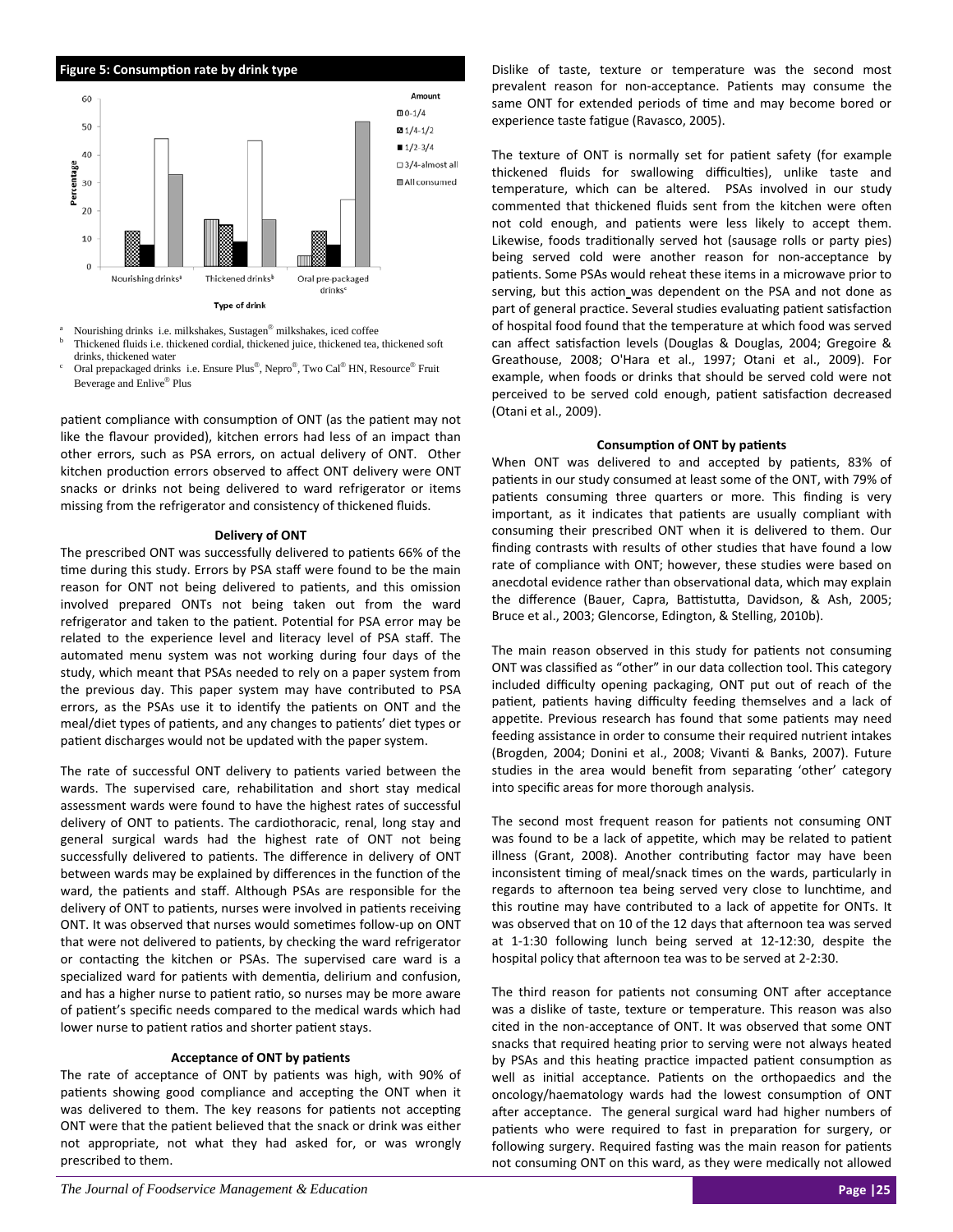**Figure 5: Consumption rate by drink type**

[a] Nourishing drinks i.e. milkshakes, Sustagen® milkshakes, iced coffee
[b] Thickened fluids i.e. thickened cordial, thickened juice, thickened tea, thickened soft drinks, thickened water
[c] Oral prepackaged drinks i.e. Ensure Plus®, Nepro®, Two Cal® HN, Resource® Fruit Beverage and Enlive® Plus

patient compliance with consumption of ONT (as the patient may not like the flavour provided), kitchen errors had less of an impact than other errors, such as PSA errors, on actual delivery of ONT. Other kitchen production errors observed to affect ONT delivery were ONT snacks or drinks not being delivered to ward refrigerator or items missing from the refrigerator and consistency of thickened fluids.

### Delivery of ONT

The prescribed ONT was successfully delivered to patients 66% of the time during this study. Errors by PSA staff were found to be the main reason for ONT not being delivered to patients, and this omission involved prepared ONTs not being taken out from the ward refrigerator and taken to the patient. Potential for PSA error may be related to the experience level and literacy level of PSA staff. The automated menu system was not working during four days of the study, which meant that PSAs needed to rely on a paper system from the previous day. This paper system may have contributed to PSA errors, as the PSAs use it to identify the patients on ONT and the meal/diet types of patients, and any changes to patients' diet types or patient discharges would not be updated with the paper system.

The rate of successful ONT delivery to patients varied between the wards. The supervised care, rehabilitation and short stay medical assessment wards were found to have the highest rates of successful delivery of ONT to patients. The cardiothoracic, renal, long stay and general surgical wards had the highest rate of ONT not being successfully delivered to patients. The difference in delivery of ONT between wards may be explained by differences in the function of the ward, the patients and staff. Although PSAs are responsible for the delivery of ONT to patients, nurses were involved in patients receiving ONT. It was observed that nurses would sometimes follow-up on ONT that were not delivered to patients, by checking the ward refrigerator or contacting the kitchen or PSAs. The supervised care ward is a specialized ward for patients with dementia, delirium and confusion, and has a higher nurse to patient ratio, so nurses may be more aware of patient's specific needs compared to the medical wards which had lower nurse to patient ratios and shorter patient stays.

### Acceptance of ONT by patients

The rate of acceptance of ONT by patients was high, with 90% of patients showing good compliance and accepting the ONT when it was delivered to them. The key reasons for patients not accepting ONT were that the patient believed that the snack or drink was either not appropriate, not what they had asked for, or was wrongly prescribed to them.

Dislike of taste, texture or temperature was the second most prevalent reason for non-acceptance. Patients may consume the same ONT for extended periods of time and may become bored or experience taste fatigue (Ravasco, 2005).

The texture of ONT is normally set for patient safety (for example thickened fluids for swallowing difficulties), unlike taste and temperature, which can be altered. PSAs involved in our study commented that thickened fluids sent from the kitchen were often not cold enough, and patients were less likely to accept them. Likewise, foods traditionally served hot (sausage rolls or party pies) being served cold were another reason for non-acceptance by patients. Some PSAs would reheat these items in a microwave prior to serving, but this action was dependent on the PSA and not done as part of general practice. Several studies evaluating patient satisfaction of hospital food found that the temperature at which food was served can affect satisfaction levels (Douglas & Douglas, 2004; Gregoire & Greathouse, 2008; O'Hara et al., 1997; Otani et al., 2009). For example, when foods or drinks that should be served cold were not perceived to be served cold enough, patient satisfaction decreased (Otani et al., 2009).

### Consumption of ONT by patients

When ONT was delivered to and accepted by patients, 83% of patients in our study consumed at least some of the ONT, with 79% of patients consuming three quarters or more. This finding is very important, as it indicates that patients are usually compliant with consuming their prescribed ONT when it is delivered to them. Our finding contrasts with results of other studies that have found a low rate of compliance with ONT; however, these studies were based on anecdotal evidence rather than observational data, which may explain the difference (Bauer, Capra, Battistutta, Davidson, & Ash, 2005; Bruce et al., 2003; Glencorse, Edington, & Stelling, 2010b).

The main reason observed in this study for patients not consuming ONT was classified as "other" in our data collection tool. This category included difficulty opening packaging, ONT put out of reach of the patient, patients having difficulty feeding themselves and a lack of appetite. Previous research has found that some patients may need feeding assistance in order to consume their required nutrient intakes (Brogden, 2004; Donini et al., 2008; Vivanti & Banks, 2007). Future studies in the area would benefit from separating 'other' category into specific areas for more thorough analysis.

The second most frequent reason for patients not consuming ONT was found to be a lack of appetite, which may be related to patient illness (Grant, 2008). Another contributing factor may have been inconsistent timing of meal/snack times on the wards, particularly in regards to afternoon tea being served very close to lunchtime, and this routine may have contributed to a lack of appetite for ONTs. It was observed that on 10 of the 12 days that afternoon tea was served at 1-1:30 following lunch being served at 12-12:30, despite the hospital policy that afternoon tea was to be served at 2-2:30.

The third reason for patients not consuming ONT after acceptance was a dislike of taste, texture or temperature. This reason was also cited in the non-acceptance of ONT. It was observed that some ONT snacks that required heating prior to serving were not always heated by PSAs and this heating practice impacted patient consumption as well as initial acceptance. Patients on the orthopaedics and the oncology/haematology wards had the lowest consumption of ONT after acceptance. The general surgical ward had higher numbers of patients who were required to fast in preparation for surgery, or following surgery. Required fasting was the main reason for patients not consuming ONT on this ward, as they were medically not allowed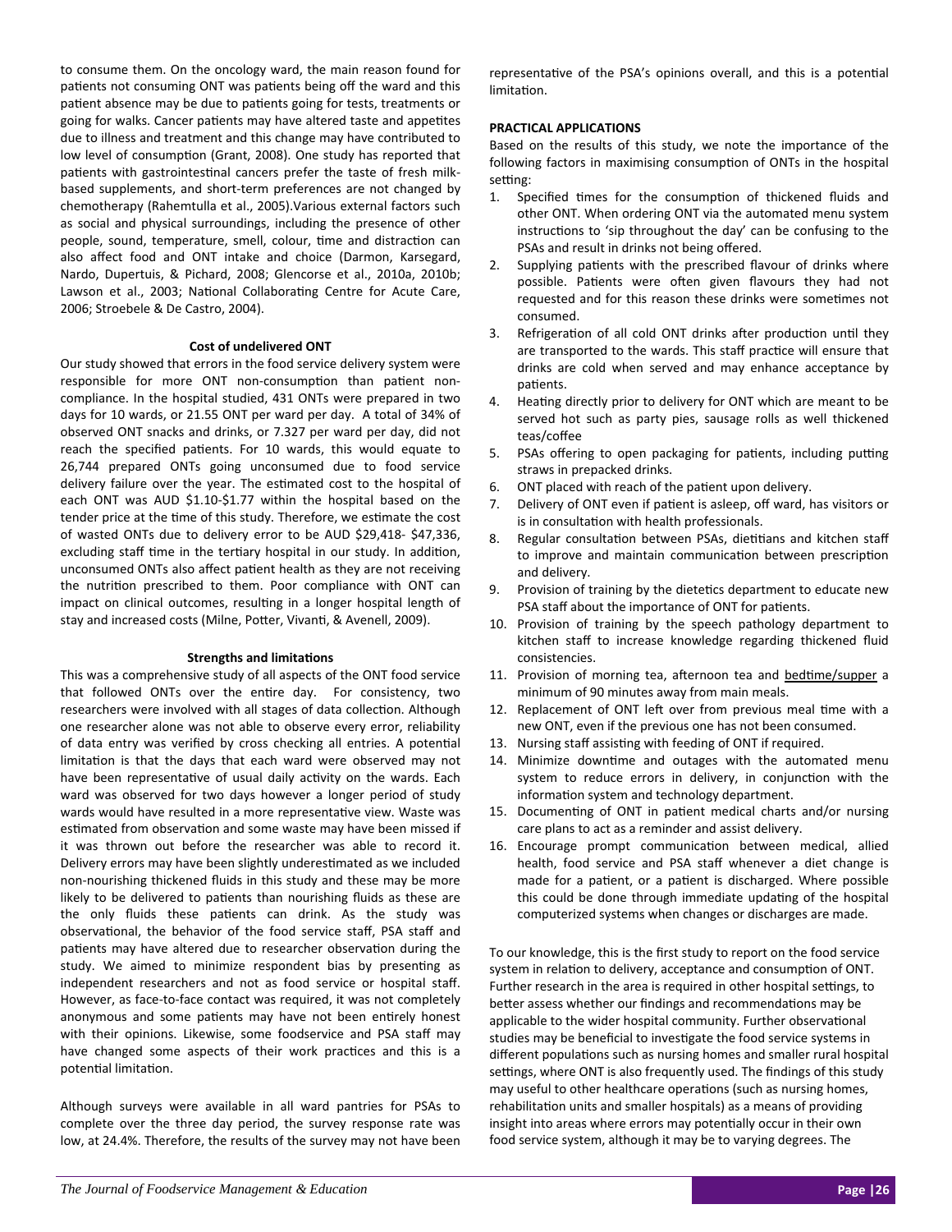to consume them. On the oncology ward, the main reason found for patients not consuming ONT was patients being off the ward and this patient absence may be due to patients going for tests, treatments or going for walks. Cancer patients may have altered taste and appetites due to illness and treatment and this change may have contributed to low level of consumption (Grant, 2008). One study has reported that patients with gastrointestinal cancers prefer the taste of fresh milk-based supplements, and short-term preferences are not changed by chemotherapy (Rahemtulla et al., 2005).Various external factors such as social and physical surroundings, including the presence of other people, sound, temperature, smell, colour, time and distraction can also affect food and ONT intake and choice (Darmon, Karsegard, Nardo, Dupertuis, & Pichard, 2008; Glencorse et al., 2010a, 2010b; Lawson et al., 2003; National Collaborating Centre for Acute Care, 2006; Stroebele & De Castro, 2004).

### Cost of undelivered ONT

Our study showed that errors in the food service delivery system were responsible for more ONT non-consumption than patient non-compliance. In the hospital studied, 431 ONTs were prepared in two days for 10 wards, or 21.55 ONT per ward per day. A total of 34% of observed ONT snacks and drinks, or 7.327 per ward per day, did not reach the specified patients. For 10 wards, this would equate to 26,744 prepared ONTs going unconsumed due to food service delivery failure over the year. The estimated cost to the hospital of each ONT was AUD $1.10-$1.77 within the hospital based on the tender price at the time of this study. Therefore, we estimate the cost of wasted ONTs due to delivery error to be AUD $29,418- $47,336, excluding staff time in the tertiary hospital in our study. In addition, unconsumed ONTs also affect patient health as they are not receiving the nutrition prescribed to them. Poor compliance with ONT can impact on clinical outcomes, resulting in a longer hospital length of stay and increased costs (Milne, Potter, Vivanti, & Avenell, 2009).

### Strengths and limitations

This was a comprehensive study of all aspects of the ONT food service that followed ONTs over the entire day. For consistency, two researchers were involved with all stages of data collection. Although one researcher alone was not able to observe every error, reliability of data entry was verified by cross checking all entries. A potential limitation is that the days that each ward were observed may not have been representative of usual daily activity on the wards. Each ward was observed for two days however a longer period of study wards would have resulted in a more representative view. Waste was estimated from observation and some waste may have been missed if it was thrown out before the researcher was able to record it. Delivery errors may have been slightly underestimated as we included non-nourishing thickened fluids in this study and these may be more likely to be delivered to patients than nourishing fluids as these are the only fluids these patients can drink. As the study was observational, the behavior of the food service staff, PSA staff and patients may have altered due to researcher observation during the study. We aimed to minimize respondent bias by presenting as independent researchers and not as food service or hospital staff. However, as face-to-face contact was required, it was not completely anonymous and some patients may have not been entirely honest with their opinions. Likewise, some foodservice and PSA staff may have changed some aspects of their work practices and this is a potential limitation.

Although surveys were available in all ward pantries for PSAs to complete over the three day period, the survey response rate was low, at 24.4%. Therefore, the results of the survey may not have been representative of the PSA's opinions overall, and this is a potential limitation.

## PRACTICAL APPLICATIONS

Based on the results of this study, we note the importance of the following factors in maximising consumption of ONTs in the hospital setting:

1. Specified times for the consumption of thickened fluids and other ONT. When ordering ONT via the automated menu system instructions to 'sip throughout the day' can be confusing to the PSAs and result in drinks not being offered.
2. Supplying patients with the prescribed flavour of drinks where possible. Patients were often given flavours they had not requested and for this reason these drinks were sometimes not consumed.
3. Refrigeration of all cold ONT drinks after production until they are transported to the wards. This staff practice will ensure that drinks are cold when served and may enhance acceptance by patients.
4. Heating directly prior to delivery for ONT which are meant to be served hot such as party pies, sausage rolls as well thickened teas/coffee
5. PSAs offering to open packaging for patients, including putting straws in prepacked drinks.
6. ONT placed with reach of the patient upon delivery.
7. Delivery of ONT even if patient is asleep, off ward, has visitors or is in consultation with health professionals.
8. Regular consultation between PSAs, dietitians and kitchen staff to improve and maintain communication between prescription and delivery.
9. Provision of training by the dietetics department to educate new PSA staff about the importance of ONT for patients.
10. Provision of training by the speech pathology department to kitchen staff to increase knowledge regarding thickened fluid consistencies.
11. Provision of morning tea, afternoon tea and <u>bedtime/supper</u> a minimum of 90 minutes away from main meals.
12. Replacement of ONT left over from previous meal time with a new ONT, even if the previous one has not been consumed.
13. Nursing staff assisting with feeding of ONT if required.
14. Minimize downtime and outages with the automated menu system to reduce errors in delivery, in conjunction with the information system and technology department.
15. Documenting of ONT in patient medical charts and/or nursing care plans to act as a reminder and assist delivery.
16. Encourage prompt communication between medical, allied health, food service and PSA staff whenever a diet change is made for a patient, or a patient is discharged. Where possible this could be done through immediate updating of the hospital computerized systems when changes or discharges are made.

To our knowledge, this is the first study to report on the food service system in relation to delivery, acceptance and consumption of ONT. Further research in the area is required in other hospital settings, to better assess whether our findings and recommendations may be applicable to the wider hospital community. Further observational studies may be beneficial to investigate the food service systems in different populations such as nursing homes and smaller rural hospital settings, where ONT is also frequently used. The findings of this study may useful to other healthcare operations (such as nursing homes, rehabilitation units and smaller hospitals) as a means of providing insight into areas where errors may potentially occur in their own food service system, although it may be to varying degrees. The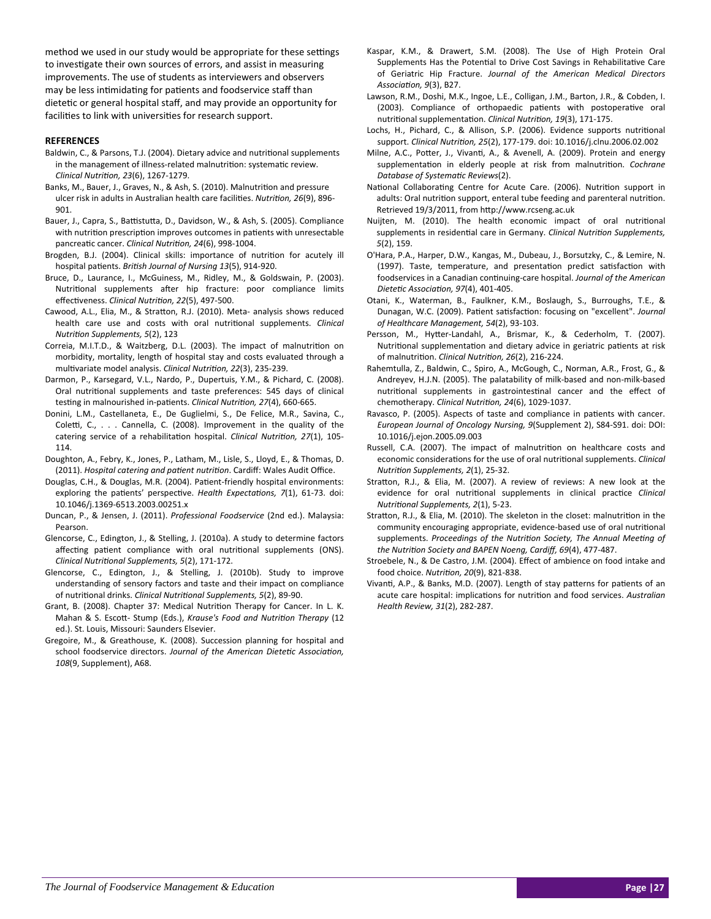method we used in our study would be appropriate for these settings to investigate their own sources of errors, and assist in measuring improvements. The use of students as interviewers and observers may be less intimidating for patients and foodservice staff than dietetic or general hospital staff, and may provide an opportunity for facilities to link with universities for research support.

## REFERENCES

Baldwin, C., & Parsons, T.J. (2004). Dietary advice and nutritional supplements in the management of illness-related malnutrition: systematic review. *Clinical Nutrition, 23*(6), 1267-1279.

Banks, M., Bauer, J., Graves, N., & Ash, S. (2010). Malnutrition and pressure ulcer risk in adults in Australian health care facilities. *Nutrition, 26*(9), 896-901.

Bauer, J., Capra, S., Battistutta, D., Davidson, W., & Ash, S. (2005). Compliance with nutrition prescription improves outcomes in patients with unresectable pancreatic cancer. *Clinical Nutrition, 24*(6), 998-1004.

Brogden, B.J. (2004). Clinical skills: importance of nutrition for acutely ill hospital patients. *British Journal of Nursing 13*(5), 914-920.

Bruce, D., Laurance, I., McGuiness, M., Ridley, M., & Goldswain, P. (2003). Nutritional supplements after hip fracture: poor compliance limits effectiveness. *Clinical Nutrition, 22*(5), 497-500.

Cawood, A.L., Elia, M., & Stratton, R.J. (2010). Meta- analysis shows reduced health care use and costs with oral nutritional supplements. *Clinical Nutrition Supplements, 5*(2), 123

Correia, M.I.T.D., & Waitzberg, D.L. (2003). The impact of malnutrition on morbidity, mortality, length of hospital stay and costs evaluated through a multivariate model analysis. *Clinical Nutrition, 22*(3), 235-239.

Darmon, P., Karsegard, V.L., Nardo, P., Dupertuis, Y.M., & Pichard, C. (2008). Oral nutritional supplements and taste preferences: 545 days of clinical testing in malnourished in-patients. *Clinical Nutrition, 27*(4), 660-665.

Donini, L.M., Castellaneta, E., De Guglielmi, S., De Felice, M.R., Savina, C., Coletti, C., . . . Cannella, C. (2008). Improvement in the quality of the catering service of a rehabilitation hospital. *Clinical Nutrition, 27*(1), 105-114.

Doughton, A., Febry, K., Jones, P., Latham, M., Lisle, S., Lloyd, E., & Thomas, D. (2011). *Hospital catering and patient nutrition*. Cardiff: Wales Audit Office.

Douglas, C.H., & Douglas, M.R. (2004). Patient-friendly hospital environments: exploring the patients' perspective. *Health Expectations, 7*(1), 61-73. doi: 10.1046/j.1369-6513.2003.00251.x

Duncan, P., & Jensen, J. (2011). *Professional Foodservice* (2nd ed.). Malaysia: Pearson.

Glencorse, C., Edington, J., & Stelling, J. (2010a). A study to determine factors affecting patient compliance with oral nutritional supplements (ONS). *Clinical Nutritional Supplements, 5*(2), 171-172.

Glencorse, C., Edington, J., & Stelling, J. (2010b). Study to improve understanding of sensory factors and taste and their impact on compliance of nutritional drinks. *Clinical Nutritional Supplements, 5*(2), 89-90.

Grant, B. (2008). Chapter 37: Medical Nutrition Therapy for Cancer. In L. K. Mahan & S. Escott- Stump (Eds.), *Krause's Food and Nutrition Therapy* (12 ed.). St. Louis, Missouri: Saunders Elsevier.

Gregoire, M., & Greathouse, K. (2008). Succession planning for hospital and school foodservice directors. *Journal of the American Dietetic Association, 108*(9, Supplement), A68.

Kaspar, K.M., & Drawert, S.M. (2008). The Use of High Protein Oral Supplements Has the Potential to Drive Cost Savings in Rehabilitative Care of Geriatric Hip Fracture. *Journal of the American Medical Directors Association, 9*(3), B27.

Lawson, R.M., Doshi, M.K., Ingoe, L.E., Colligan, J.M., Barton, J.R., & Cobden, I. (2003). Compliance of orthopaedic patients with postoperative oral nutritional supplementation. *Clinical Nutrition, 19*(3), 171-175.

Lochs, H., Pichard, C., & Allison, S.P. (2006). Evidence supports nutritional support. *Clinical Nutrition, 25*(2), 177-179. doi: 10.1016/j.clnu.2006.02.002

Milne, A.C., Potter, J., Vivanti, A., & Avenell, A. (2009). Protein and energy supplementation in elderly people at risk from malnutrition. *Cochrane Database of Systematic Reviews*(2).

National Collaborating Centre for Acute Care. (2006). Nutrition support in adults: Oral nutrition support, enteral tube feeding and parenteral nutrition. Retrieved 19/3/2011, from http://www.rcseng.ac.uk

Nuijten, M. (2010). The health economic impact of oral nutritional supplements in residential care in Germany. *Clinical Nutrition Supplements, 5*(2), 159.

O'Hara, P.A., Harper, D.W., Kangas, M., Dubeau, J., Borsutzky, C., & Lemire, N. (1997). Taste, temperature, and presentation predict satisfaction with foodservices in a Canadian continuing-care hospital. *Journal of the American Dietetic Association, 97*(4), 401-405.

Otani, K., Waterman, B., Faulkner, K.M., Boslaugh, S., Burroughs, T.E., & Dunagan, W.C. (2009). Patient satisfaction: focusing on "excellent". *Journal of Healthcare Management, 54*(2), 93-103.

Persson, M., Hytter-Landahl, A., Brismar, K., & Cederholm, T. (2007). Nutritional supplementation and dietary advice in geriatric patients at risk of malnutrition. *Clinical Nutrition, 26*(2), 216-224.

Rahemtulla, Z., Baldwin, C., Spiro, A., McGough, C., Norman, A.R., Frost, G., & Andreyev, H.J.N. (2005). The palatability of milk-based and non-milk-based nutritional supplements in gastrointestinal cancer and the effect of chemotherapy. *Clinical Nutrition, 24*(6), 1029-1037.

Ravasco, P. (2005). Aspects of taste and compliance in patients with cancer. *European Journal of Oncology Nursing, 9*(Supplement 2), S84-S91. doi: DOI: 10.1016/j.ejon.2005.09.003

Russell, C.A. (2007). The impact of malnutrition on healthcare costs and economic considerations for the use of oral nutritional supplements. *Clinical Nutrition Supplements, 2*(1), 25-32.

Stratton, R.J., & Elia, M. (2007). A review of reviews: A new look at the evidence for oral nutritional supplements in clinical practice *Clinical Nutritional Supplements, 2*(1), 5-23.

Stratton, R.J., & Elia, M. (2010). The skeleton in the closet: malnutrition in the community encouraging appropriate, evidence-based use of oral nutritional supplements. *Proceedings of the Nutrition Society, The Annual Meeting of the Nutrition Society and BAPEN Noeng, Cardiff, 69*(4), 477-487.

Stroebele, N., & De Castro, J.M. (2004). Effect of ambience on food intake and food choice. *Nutrition, 20*(9), 821-838.

Vivanti, A.P., & Banks, M.D. (2007). Length of stay patterns for patients of an acute care hospital: implications for nutrition and food services. *Australian Health Review, 31*(2), 282-287.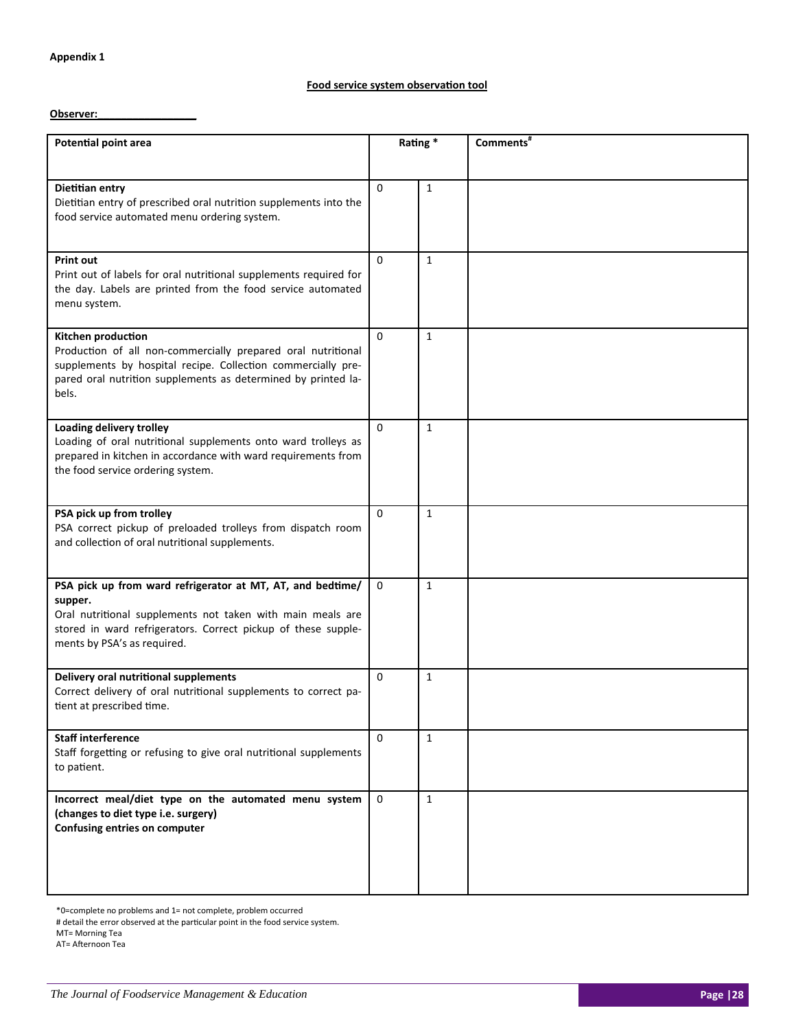**Appendix 1**

**Food service system observation tool**

**Observer:_________________**

| Potential point area | Rating * | | Comments# |
|---|---|---|---|
| **Dietitian entry** Dietitian entry of prescribed oral nutrition supplements into the food service automated menu ordering system. | 0 | 1 | |
| **Print out** Print out of labels for oral nutritional supplements required for the day. Labels are printed from the food service automated menu system. | 0 | 1 | |
| **Kitchen production** Production of all non-commercially prepared oral nutritional supplements by hospital recipe. Collection commercially prepared oral nutrition supplements as determined by printed labels. | 0 | 1 | |
| **Loading delivery trolley** Loading of oral nutritional supplements onto ward trolleys as prepared in kitchen in accordance with ward requirements from the food service ordering system. | 0 | 1 | |
| **PSA pick up from trolley** PSA correct pickup of preloaded trolleys from dispatch room and collection of oral nutritional supplements. | 0 | 1 | |
| **PSA pick up from ward refrigerator at MT, AT, and bedtime/ supper.** Oral nutritional supplements not taken with main meals are stored in ward refrigerators. Correct pickup of these supplements by PSA's as required. | 0 | 1 | |
| **Delivery oral nutritional supplements** Correct delivery of oral nutritional supplements to correct patient at prescribed time. | 0 | 1 | |
| **Staff interference** Staff forgetting or refusing to give oral nutritional supplements to patient. | 0 | 1 | |
| **Incorrect meal/diet type on the automated menu system (changes to diet type i.e. surgery) Confusing entries on computer** | 0 | 1 | |

*0=complete no problems and 1= not complete, problem occurred

\# detail the error observed at the particular point in the food service system.

MT= Morning Tea

AT= Afternoon Tea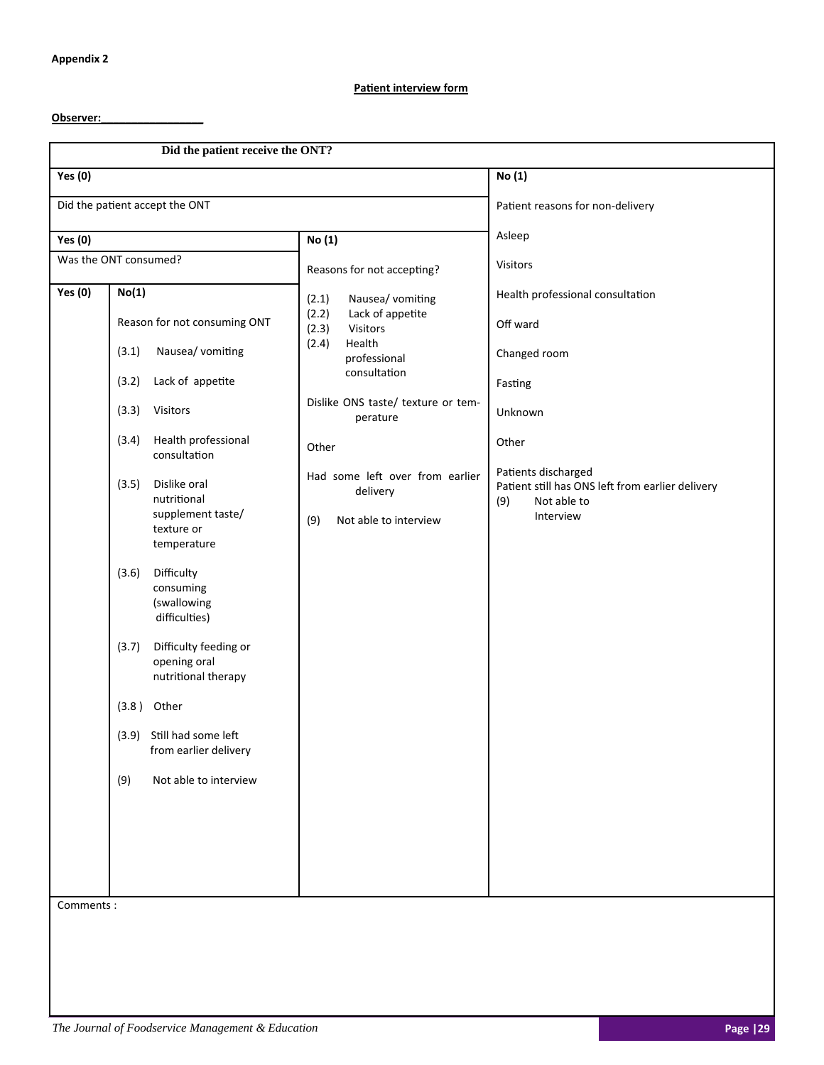**Appendix 2**

**Patient interview form**

**Observer:\_\_\_\_\_\_\_\_\_\_\_\_\_\_\_\_\_\_**

| Did the patient receive the ONT? | | | |
|---|---|---|---|
| **Yes (0)** | | | **No (1)** |
| Did the patient accept the ONT | | | Patient reasons for non-delivery |
| **Yes (0)** | | **No (1)** | Asleep |
| Was the ONT consumed? | | Reasons for not accepting? | Visitors |
| **Yes (0)** | **No(1)** | (2.1) Nausea/ vomiting<br>(2.2) Lack of appetite<br>(2.3) Visitors<br>(2.4) Health professional consultation | Health professional consultation |
| | Reason for not consuming ONT | Dislike ONS taste/ texture or temperature | Off ward |
| | (3.1) Nausea/ vomiting | Other | Changed room |
| | (3.2) Lack of appetite | Had some left over from earlier delivery | Fasting |
| | (3.3) Visitors | (9) Not able to interview | Unknown |
| | (3.4) Health professional consultation | | Other |
| | (3.5) Dislike oral nutritional supplement taste/ texture or temperature | | Patients discharged |
| | (3.6) Difficulty consuming (swallowing difficulties) | | Patient still has ONS left from earlier delivery |
| | (3.7) Difficulty feeding or opening oral nutritional therapy | | (9) Not able to Interview |
| | (3.8 ) Other | | |
| | (3.9) Still had some left from earlier delivery | | |
| | (9) Not able to interview | | |
| Comments : | | | |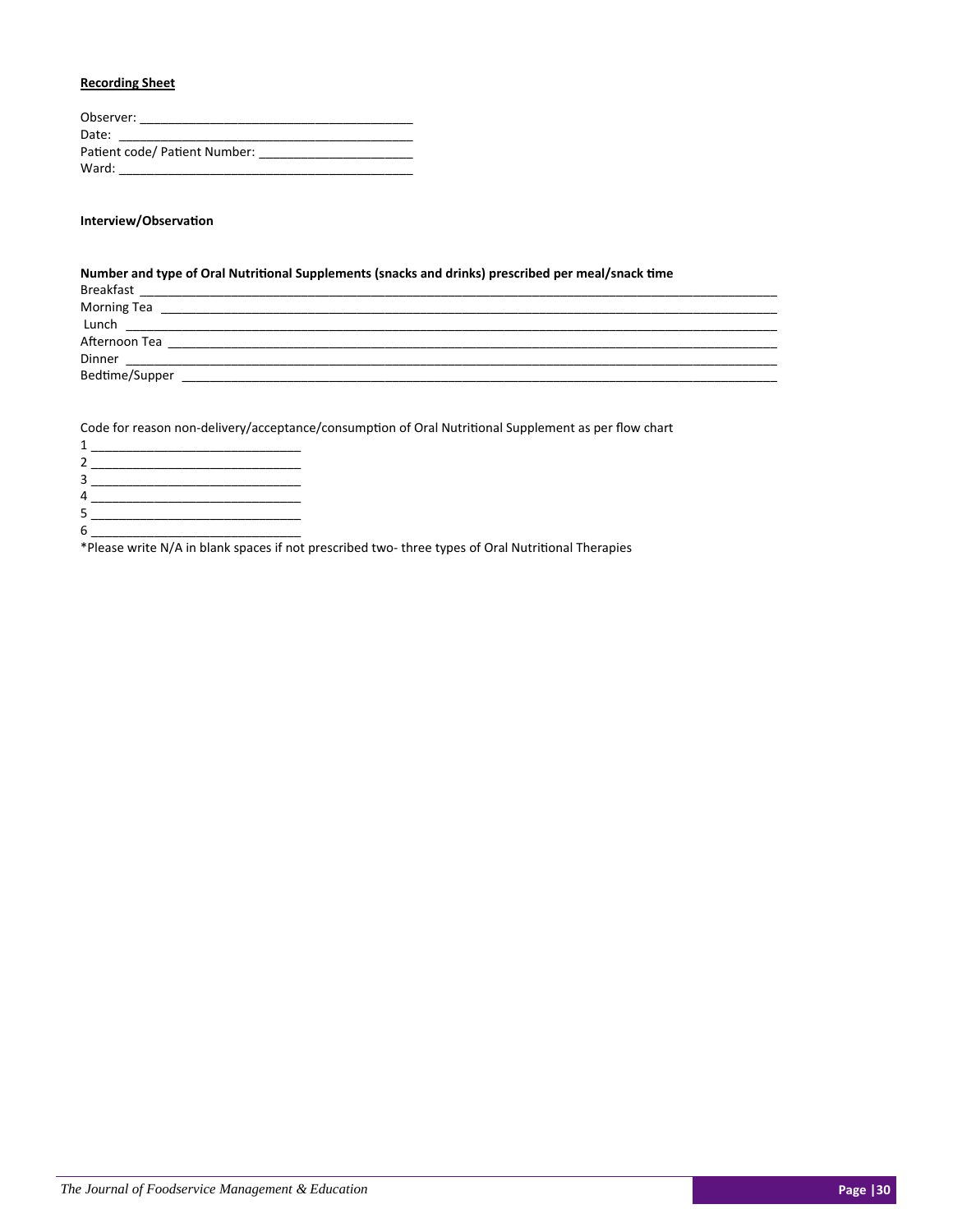**Recording Sheet**

Observer: ______________________________________
Date: ________________________________________
Patient code/ Patient Number: _____________________
Ward: ________________________________________

**Interview/Observation**

**Number and type of Oral Nutritional Supplements (snacks and drinks) prescribed per meal/snack time**

Breakfast ____________________________________________________________________________________
Morning Tea __________________________________________________________________________________
Lunch ______________________________________________________________________________________
Afternoon Tea ________________________________________________________________________________
Dinner ______________________________________________________________________________________
Bedtime/Supper _______________________________________________________________________________

Code for reason non-delivery/acceptance/consumption of Oral Nutritional Supplement as per flow chart

1 ____________________________
2 ____________________________
3 ____________________________
4 ____________________________
5 ____________________________
6 ____________________________

*Please write N/A in blank spaces if not prescribed two- three types of Oral Nutritional Therapies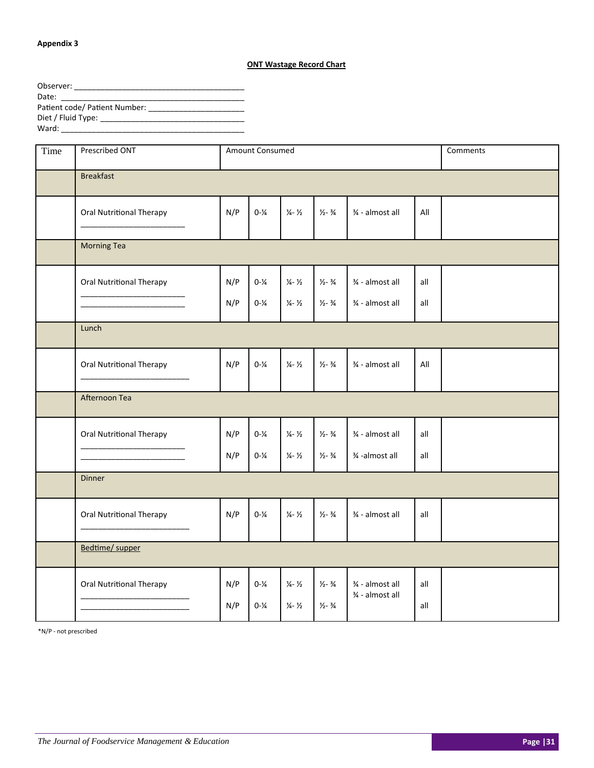**Appendix 3**

**ONT Wastage Record Chart**

Observer: ______________________________________

Date: __________________________________________

Patient code/ Patient Number: ____________________

Diet / Fluid Type: ______________________________

Ward: _________________________________________

| Time | Prescribed ONT | Amount Consumed | | | | | | Comments |
|---|---|---|---|---|---|---|---|---|
| | Breakfast | | | | | | | |
| | Oral Nutritional Therapy ______________________ | N/P | 0-¼ | ¼- ½ | ½- ¾ | ¾ - almost all | All | |
| | Morning Tea | | | | | | | |
| | Oral Nutritional Therapy ______________________ | N/P | 0-¼ | ¼- ½ | ½- ¾ | ¾ - almost all | all | |
| | ______________________ | N/P | 0-¼ | ¼- ½ | ½- ¾ | ¾ - almost all | all | |
| | Lunch | | | | | | | |
| | Oral Nutritional Therapy ______________________ | N/P | 0-¼ | ¼- ½ | ½- ¾ | ¾ - almost all | All | |
| | Afternoon Tea | | | | | | | |
| | Oral Nutritional Therapy ______________________ | N/P | 0-¼ | ¼- ½ | ½- ¾ | ¾ - almost all | all | |
| | ______________________ | N/P | 0-¼ | ¼- ½ | ½- ¾ | ¾ -almost all | all | |
| | Dinner | | | | | | | |
| | Oral Nutritional Therapy ______________________ | N/P | 0-¼ | ¼- ½ | ½- ¾ | ¾ - almost all | all | |
| | Bedtime/ supper | | | | | | | |
| | Oral Nutritional Therapy ______________________ | N/P | 0-¼ | ¼- ½ | ½- ¾ | ¾ - almost all | all | |
| | ______________________ | N/P | 0-¼ | ¼- ½ | ½- ¾ | ¾ - almost all | all | |

*N/P - not prescribed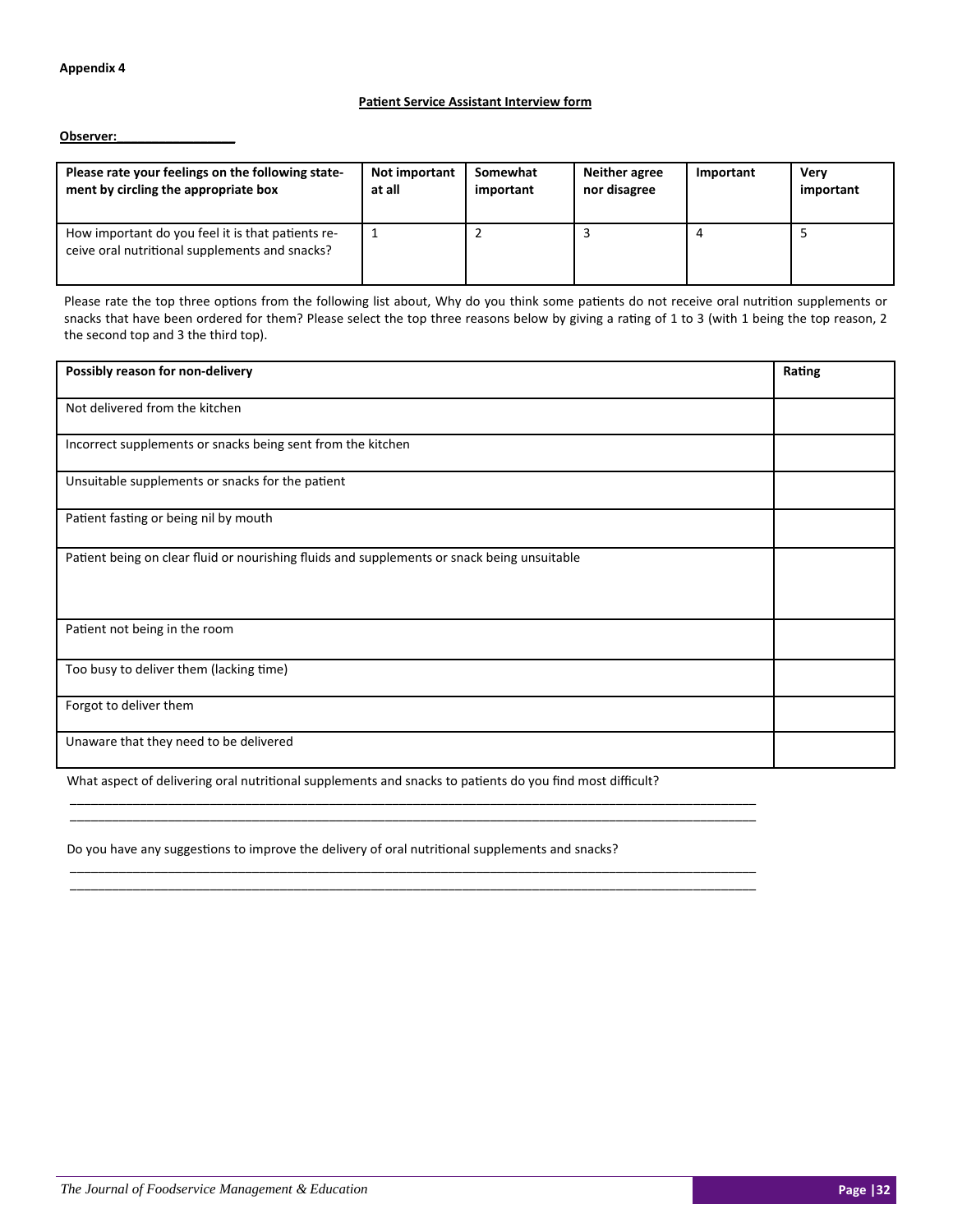**Appendix 4**

**Patient Service Assistant Interview form**

**Observer:_________________**

| Please rate your feelings on the following statement by circling the appropriate box | Not important at all | Somewhat important | Neither agree nor disagree | Important | Very important |
|---|---|---|---|---|---|
| How important do you feel it is that patients receive oral nutritional supplements and snacks? | 1 | 2 | 3 | 4 | 5 |

Please rate the top three options from the following list about, Why do you think some patients do not receive oral nutrition supplements or snacks that have been ordered for them? Please select the top three reasons below by giving a rating of 1 to 3 (with 1 being the top reason, 2 the second top and 3 the third top).

| Possibly reason for non-delivery | Rating |
|---|---|
| Not delivered from the kitchen | |
| Incorrect supplements or snacks being sent from the kitchen | |
| Unsuitable supplements or snacks for the patient | |
| Patient fasting or being nil by mouth | |
| Patient being on clear fluid or nourishing fluids and supplements or snack being unsuitable | |
| Patient not being in the room | |
| Too busy to deliver them (lacking time) | |
| Forgot to deliver them | |
| Unaware that they need to be delivered | |

What aspect of delivering oral nutritional supplements and snacks to patients do you find most difficult?

_____________________________________________________________________________________________

_____________________________________________________________________________________________

Do you have any suggestions to improve the delivery of oral nutritional supplements and snacks?

_____________________________________________________________________________________________

_____________________________________________________________________________________________